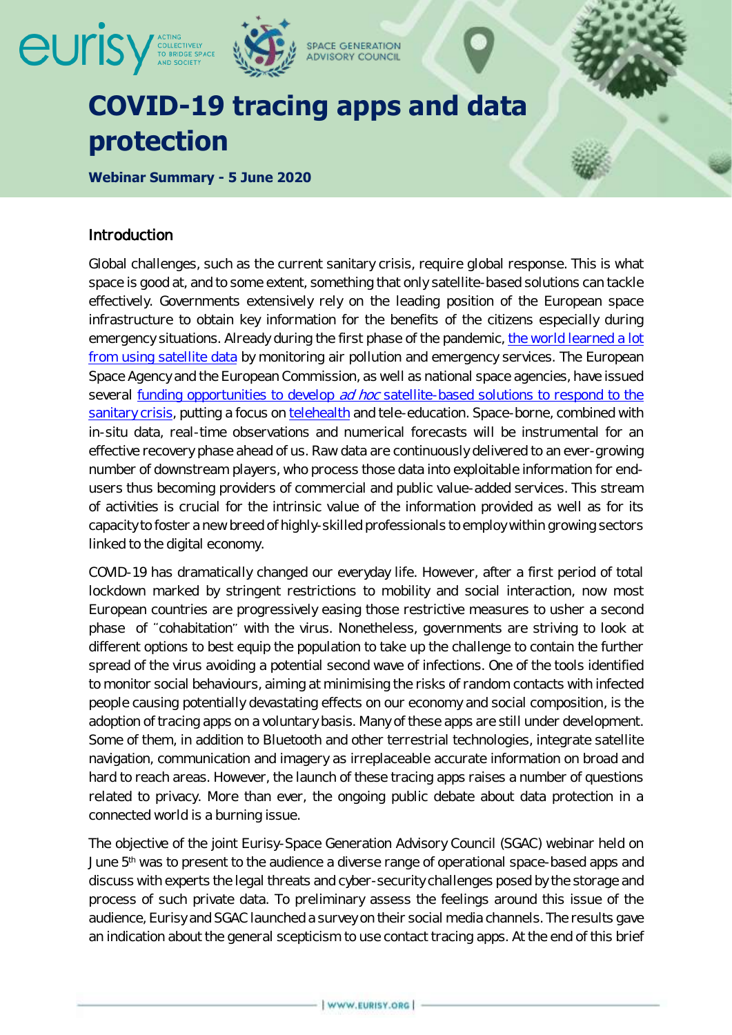# COVID-19 tracing apps and data protection

**Webinar Summary - 5 June 2020**

## Introduction

Global challenges, such as the current sanitary crisis, require global response. This is what space is good at, and to some extent, something that only satellite-based solutions can tackle effectively. Governments extensively rely on the leading position of the European space infrastructure to obtain key information for the benefits of the citizens especially during emergency situations. Already during the first phase of the pandemic, [the world learned a lot from using satellite data] by monitoring air pollution and emergency services. The European Space Agency and the European Commission, as well as national space agencies, have issued several [funding opportunities to develop *ad hoc* satellite-based solutions to respond to the sanitary crisis], putting a focus on [telehealth] and tele-education. Space-borne, combined with in-situ data, real-time observations and numerical forecasts will be instrumental for an effective recovery phase ahead of us. Raw data are continuously delivered to an ever-growing number of downstream players, who process those data into exploitable information for end-users thus becoming providers of commercial and public value-added services. This stream of activities is crucial for the intrinsic value of the information provided as well as for its capacity to foster a new breed of highly-skilled professionals to employ within growing sectors linked to the digital economy.

COVID-19 has dramatically changed our everyday life. However, after a first period of total lockdown marked by stringent restrictions to mobility and social interaction, now most European countries are progressively easing those restrictive measures to usher a second phase of "cohabitation" with the virus. Nonetheless, governments are striving to look at different options to best equip the population to take up the challenge to contain the further spread of the virus avoiding a potential second wave of infections. One of the tools identified to monitor social behaviours, aiming at minimising the risks of random contacts with infected people causing potentially devastating effects on our economy and social composition, is the adoption of tracing apps on a voluntary basis. Many of these apps are still under development. Some of them, in addition to Bluetooth and other terrestrial technologies, integrate satellite navigation, communication and imagery as irreplaceable accurate information on broad and hard to reach areas. However, the launch of these tracing apps raises a number of questions related to privacy. More than ever, the ongoing public debate about data protection in a connected world is a burning issue.

The objective of the joint Eurisy-Space Generation Advisory Council (SGAC) webinar held on June 5th was to present to the audience a diverse range of operational space-based apps and discuss with experts the legal threats and cyber-security challenges posed by the storage and process of such private data. To preliminary assess the feelings around this issue of the audience, Eurisy and SGAC launched a survey on their social media channels. The results gave an indication about the general scepticism to use contact tracing apps. At the end of this brief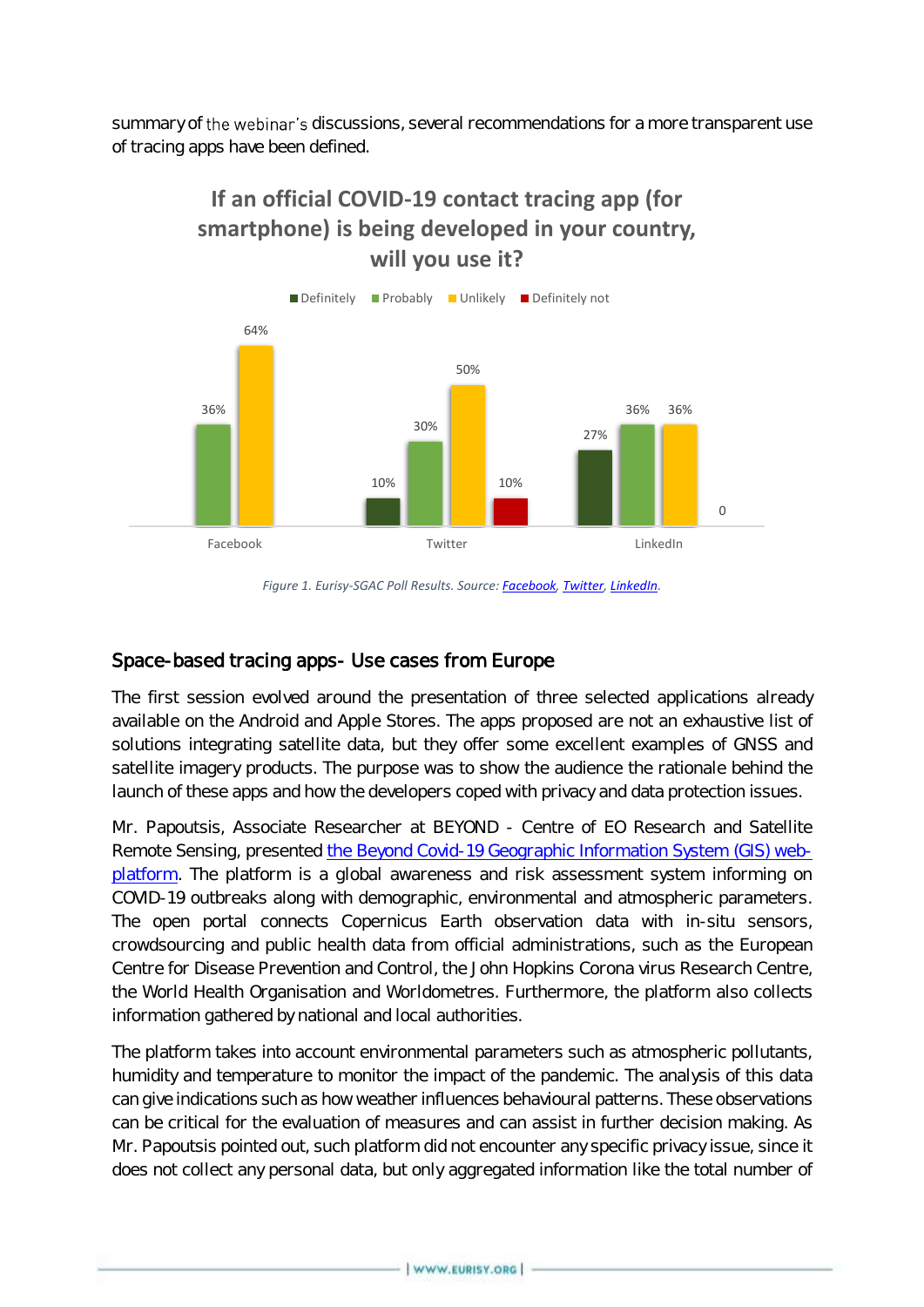summary of the webinar's discussions, several recommendations for a more transparent use of tracing apps have been defined.

**If an official COVID-19 contact tracing app (for smartphone) is being developed in your country, will you use it?**

| | Definitely | Probably | Unlikely | Definitely not |
|---|---|---|---|---|
| Facebook | | 36% | 64% | |
| Twitter | 10% | 30% | 50% | 10% |
| LinkedIn | 27% | 36% | 36% | 0 |

*Figure 1. Eurisy-SGAC Poll Results. Source: Facebook, Twitter, LinkedIn.*

## Space-based tracing apps- Use cases from Europe

The first session evolved around the presentation of three selected applications already available on the Android and Apple Stores. The apps proposed are not an exhaustive list of solutions integrating satellite data, but they offer some excellent examples of GNSS and satellite imagery products. The purpose was to show the audience the rationale behind the launch of these apps and how the developers coped with privacy and data protection issues.

Mr. Papoutsis, Associate Researcher at BEYOND - Centre of EO Research and Satellite Remote Sensing, presented the Beyond Covid-19 Geographic Information System (GIS) web-platform. The platform is a global awareness and risk assessment system informing on COVID-19 outbreaks along with demographic, environmental and atmospheric parameters. The open portal connects Copernicus Earth observation data with in-situ sensors, crowdsourcing and public health data from official administrations, such as the European Centre for Disease Prevention and Control, the John Hopkins Corona virus Research Centre, the World Health Organisation and Worldometres. Furthermore, the platform also collects information gathered by national and local authorities.

The platform takes into account environmental parameters such as atmospheric pollutants, humidity and temperature to monitor the impact of the pandemic. The analysis of this data can give indications such as how weather influences behavioural patterns. These observations can be critical for the evaluation of measures and can assist in further decision making. As Mr. Papoutsis pointed out, such platform did not encounter any specific privacy issue, since it does not collect any personal data, but only aggregated information like the total number of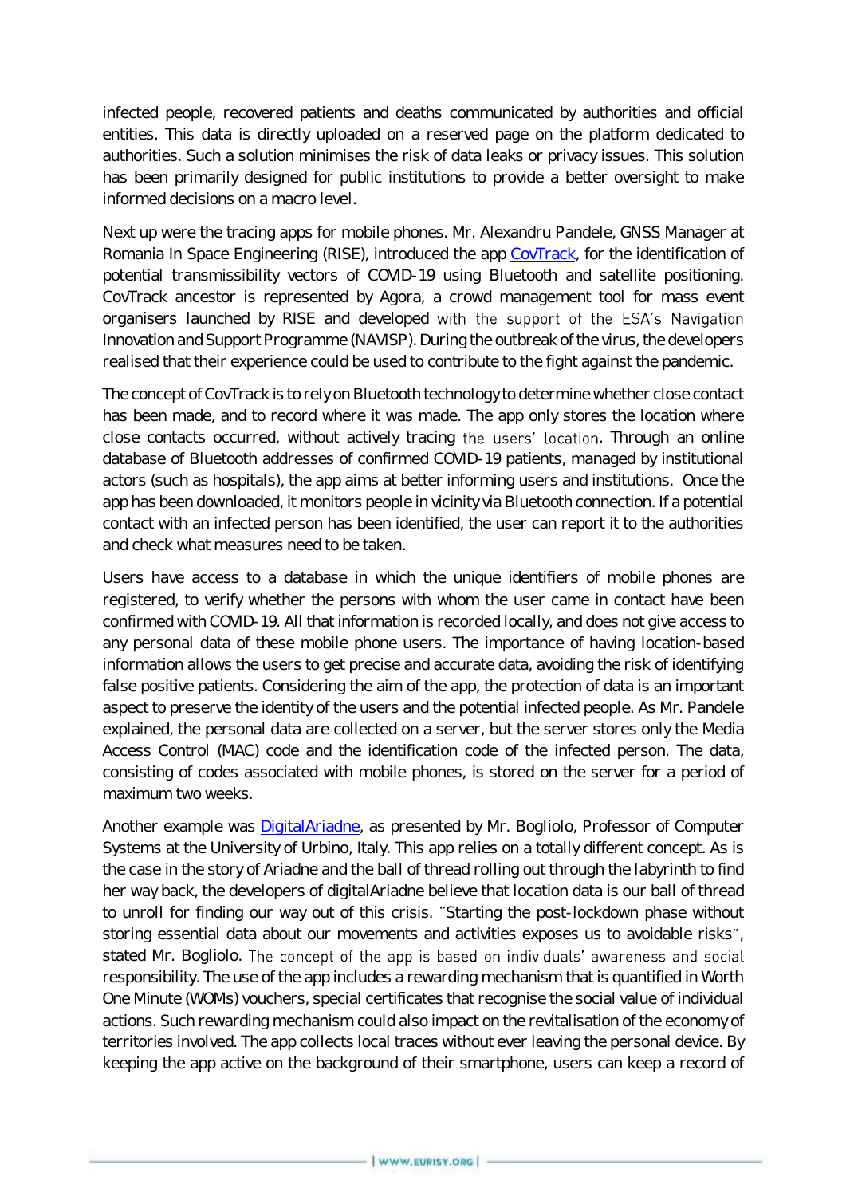infected people, recovered patients and deaths communicated by authorities and official entities. This data is directly uploaded on a reserved page on the platform dedicated to authorities. Such a solution minimises the risk of data leaks or privacy issues. This solution has been primarily designed for public institutions to provide a better oversight to make informed decisions on a macro level.

Next up were the tracing apps for mobile phones. Mr. Alexandru Pandele, GNSS Manager at Romania In Space Engineering (RISE), introduced the app [CovTrack](), for the identification of potential transmissibility vectors of COVID-19 using Bluetooth and satellite positioning. CovTrack ancestor is represented by Agora, a crowd management tool for mass event organisers launched by RISE and developed with the support of the ESA's Navigation Innovation and Support Programme (NAVISP). During the outbreak of the virus, the developers realised that their experience could be used to contribute to the fight against the pandemic.

The concept of CovTrack is to rely on Bluetooth technology to determine whether close contact has been made, and to record where it was made. The app only stores the location where close contacts occurred, without actively tracing the users' location. Through an online database of Bluetooth addresses of confirmed COVID-19 patients, managed by institutional actors (such as hospitals), the app aims at better informing users and institutions. Once the app has been downloaded, it monitors people in vicinity via Bluetooth connection. If a potential contact with an infected person has been identified, the user can report it to the authorities and check what measures need to be taken.

Users have access to a database in which the unique identifiers of mobile phones are registered, to verify whether the persons with whom the user came in contact have been confirmed with COVID-19. All that information is recorded locally, and does not give access to any personal data of these mobile phone users. The importance of having location-based information allows the users to get precise and accurate data, avoiding the risk of identifying false positive patients. Considering the aim of the app, the protection of data is an important aspect to preserve the identity of the users and the potential infected people. As Mr. Pandele explained, the personal data are collected on a server, but the server stores only the Media Access Control (MAC) code and the identification code of the infected person. The data, consisting of codes associated with mobile phones, is stored on the server for a period of maximum two weeks.

Another example was [DigitalAriadne](), as presented by Mr. Bogliolo, Professor of Computer Systems at the University of Urbino, Italy. This app relies on a totally different concept. As is the case in the story of Ariadne and the ball of thread rolling out through the labyrinth to find her way back, the developers of digitalAriadne believe that location data is our ball of thread to unroll for finding our way out of this crisis. "Starting the post-lockdown phase without storing essential data about our movements and activities exposes us to avoidable risks", stated Mr. Bogliolo. The concept of the app is based on individuals' awareness and social responsibility. The use of the app includes a rewarding mechanism that is quantified in Worth One Minute (WOMs) vouchers, special certificates that recognise the social value of individual actions. Such rewarding mechanism could also impact on the revitalisation of the economy of territories involved. The app collects local traces without ever leaving the personal device. By keeping the app active on the background of their smartphone, users can keep a record of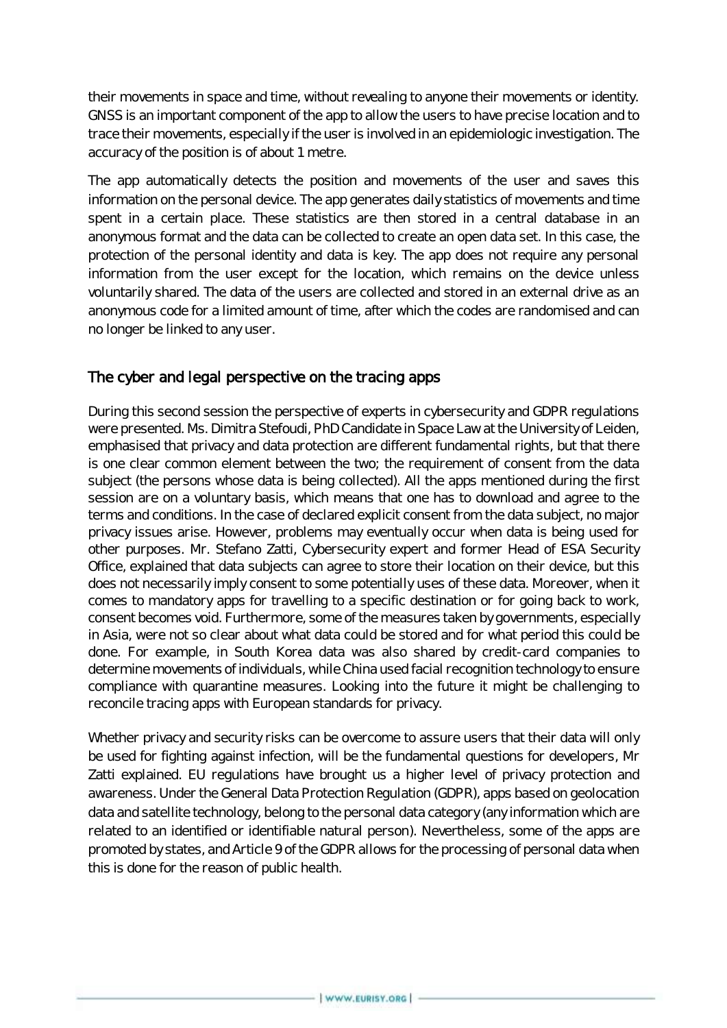their movements in space and time, without revealing to anyone their movements or identity. GNSS is an important component of the app to allow the users to have precise location and to trace their movements, especially if the user is involved in an epidemiologic investigation. The accuracy of the position is of about 1 metre.

The app automatically detects the position and movements of the user and saves this information on the personal device. The app generates daily statistics of movements and time spent in a certain place. These statistics are then stored in a central database in an anonymous format and the data can be collected to create an open data set. In this case, the protection of the personal identity and data is key. The app does not require any personal information from the user except for the location, which remains on the device unless voluntarily shared. The data of the users are collected and stored in an external drive as an anonymous code for a limited amount of time, after which the codes are randomised and can no longer be linked to any user.

## The cyber and legal perspective on the tracing apps

During this second session the perspective of experts in cybersecurity and GDPR regulations were presented. Ms. Dimitra Stefoudi, PhD Candidate in Space Law at the University of Leiden, emphasised that privacy and data protection are different fundamental rights, but that there is one clear common element between the two; the requirement of consent from the data subject (the persons whose data is being collected). All the apps mentioned during the first session are on a voluntary basis, which means that one has to download and agree to the terms and conditions. In the case of declared explicit consent from the data subject, no major privacy issues arise. However, problems may eventually occur when data is being used for other purposes. Mr. Stefano Zatti, Cybersecurity expert and former Head of ESA Security Office, explained that data subjects can agree to store their location on their device, but this does not necessarily imply consent to some potentially uses of these data. Moreover, when it comes to mandatory apps for travelling to a specific destination or for going back to work, consent becomes void. Furthermore, some of the measures taken by governments, especially in Asia, were not so clear about what data could be stored and for what period this could be done. For example, in South Korea data was also shared by credit-card companies to determine movements of individuals, while China used facial recognition technology to ensure compliance with quarantine measures. Looking into the future it might be challenging to reconcile tracing apps with European standards for privacy.

Whether privacy and security risks can be overcome to assure users that their data will only be used for fighting against infection, will be the fundamental questions for developers, Mr Zatti explained. EU regulations have brought us a higher level of privacy protection and awareness. Under the General Data Protection Regulation (GDPR), apps based on geolocation data and satellite technology, belong to the personal data category (any information which are related to an identified or identifiable natural person). Nevertheless, some of the apps are promoted by states, and Article 9 of the GDPR allows for the processing of personal data when this is done for the reason of public health.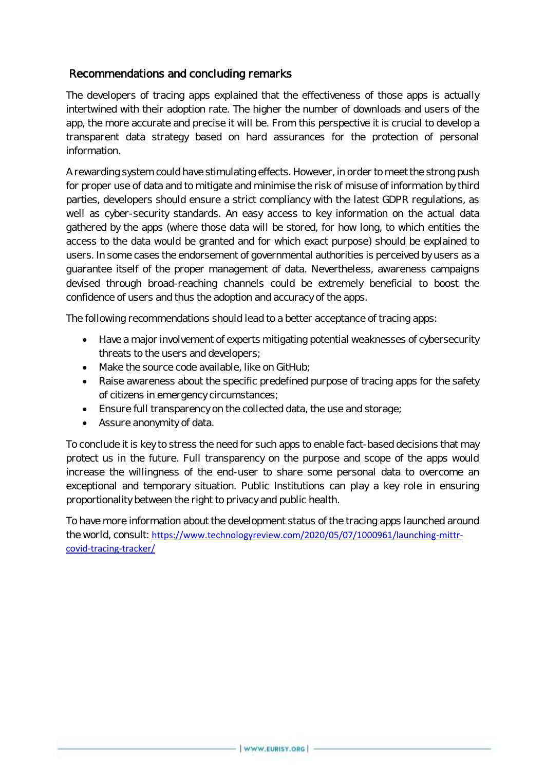## Recommendations and concluding remarks

The developers of tracing apps explained that the effectiveness of those apps is actually intertwined with their adoption rate. The higher the number of downloads and users of the app, the more accurate and precise it will be. From this perspective it is crucial to develop a transparent data strategy based on hard assurances for the protection of personal information.

A rewarding system could have stimulating effects. However, in order to meet the strong push for proper use of data and to mitigate and minimise the risk of misuse of information by third parties, developers should ensure a strict compliancy with the latest GDPR regulations, as well as cyber-security standards. An easy access to key information on the actual data gathered by the apps (where those data will be stored, for how long, to which entities the access to the data would be granted and for which exact purpose) should be explained to users. In some cases the endorsement of governmental authorities is perceived by users as a guarantee itself of the proper management of data. Nevertheless, awareness campaigns devised through broad-reaching channels could be extremely beneficial to boost the confidence of users and thus the adoption and accuracy of the apps.

The following recommendations should lead to a better acceptance of tracing apps:

- Have a major involvement of experts mitigating potential weaknesses of cybersecurity threats to the users and developers;
- Make the source code available, like on GitHub;
- Raise awareness about the specific predefined purpose of tracing apps for the safety of citizens in emergency circumstances;
- Ensure full transparency on the collected data, the use and storage;
- Assure anonymity of data.

To conclude it is key to stress the need for such apps to enable fact-based decisions that may protect us in the future. Full transparency on the purpose and scope of the apps would increase the willingness of the end-user to share some personal data to overcome an exceptional and temporary situation. Public Institutions can play a key role in ensuring proportionality between the right to privacy and public health.

To have more information about the development status of the tracing apps launched around the world, consult: https://www.technologyreview.com/2020/05/07/1000961/launching-mittr-covid-tracing-tracker/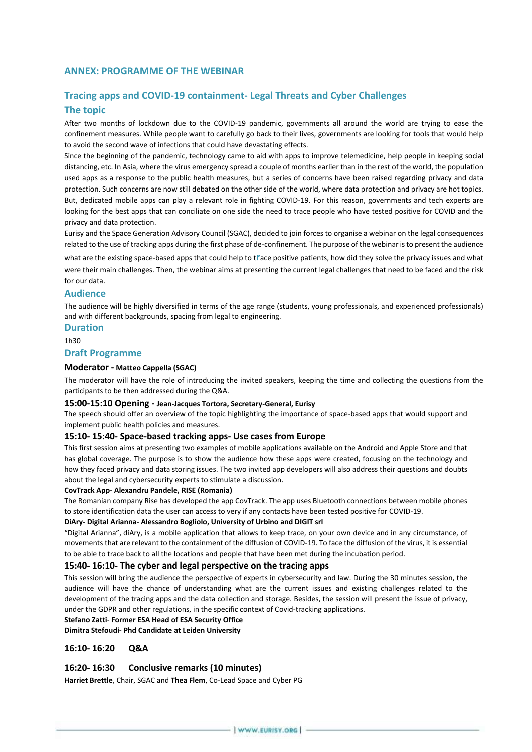## ANNEX: PROGRAMME OF THE WEBINAR

## Tracing apps and COVID-19 containment- Legal Threats and Cyber Challenges

### The topic

After two months of lockdown due to the COVID-19 pandemic, governments all around the world are trying to ease the confinement measures. While people want to carefully go back to their lives, governments are looking for tools that would help to avoid the second wave of infections that could have devastating effects.

Since the beginning of the pandemic, technology came to aid with apps to improve telemedicine, help people in keeping social distancing, etc. In Asia, where the virus emergency spread a couple of months earlier than in the rest of the world, the population used apps as a response to the public health measures, but a series of concerns have been raised regarding privacy and data protection. Such concerns are now still debated on the other side of the world, where data protection and privacy are hot topics. But, dedicated mobile apps can play a relevant role in fighting COVID-19. For this reason, governments and tech experts are looking for the best apps that can conciliate on one side the need to trace people who have tested positive for COVID and the privacy and data protection.

Eurisy and the Space Generation Advisory Council (SGAC), decided to join forces to organise a webinar on the legal consequences related to the use of tracking apps during the first phase of de-confinement. The purpose of the webinar is to present the audience what are the existing space-based apps that could help to trace positive patients, how did they solve the privacy issues and what were their main challenges. Then, the webinar aims at presenting the current legal challenges that need to be faced and the risk for our data.

### Audience

The audience will be highly diversified in terms of the age range (students, young professionals, and experienced professionals) and with different backgrounds, spacing from legal to engineering.

### Duration

1h30

### Draft Programme

**Moderator - Matteo Cappella (SGAC)**

The moderator will have the role of introducing the invited speakers, keeping the time and collecting the questions from the participants to be then addressed during the Q&A.

**15:00-15:10 Opening - Jean-Jacques Tortora, Secretary-General, Eurisy**

The speech should offer an overview of the topic highlighting the importance of space-based apps that would support and implement public health policies and measures.

**15:10- 15:40- Space-based tracking apps- Use cases from Europe**

This first session aims at presenting two examples of mobile applications available on the Android and Apple Store and that has global coverage. The purpose is to show the audience how these apps were created, focusing on the technology and how they faced privacy and data storing issues. The two invited app developers will also address their questions and doubts about the legal and cybersecurity experts to stimulate a discussion.

**CovTrack App- Alexandru Pandele, RISE (Romania)**

The Romanian company Rise has developed the app CovTrack. The app uses Bluetooth connections between mobile phones to store identification data the user can access to very if any contacts have been tested positive for COVID-19.

**DiAry- Digital Arianna- Alessandro Bogliolo, University of Urbino and DIGIT srl**

"Digital Arianna", diAry, is a mobile application that allows to keep trace, on your own device and in any circumstance, of movements that are relevant to the containment of the diffusion of COVID-19. To face the diffusion of the virus, it is essential to be able to trace back to all the locations and people that have been met during the incubation period.

**15:40- 16:10- The cyber and legal perspective on the tracing apps**

This session will bring the audience the perspective of experts in cybersecurity and law. During the 30 minutes session, the audience will have the chance of understanding what are the current issues and existing challenges related to the development of the tracing apps and the data collection and storage. Besides, the session will present the issue of privacy, under the GDPR and other regulations, in the specific context of Covid-tracking applications.

**Stefano Zatti- Former ESA Head of ESA Security Office**
**Dimitra Stefoudi- Phd Candidate at Leiden University**

**16:10- 16:20 Q&A**

**16:20- 16:30 Conclusive remarks (10 minutes)**

**Harriet Brettle**, Chair, SGAC and **Thea Flem**, Co-Lead Space and Cyber PG